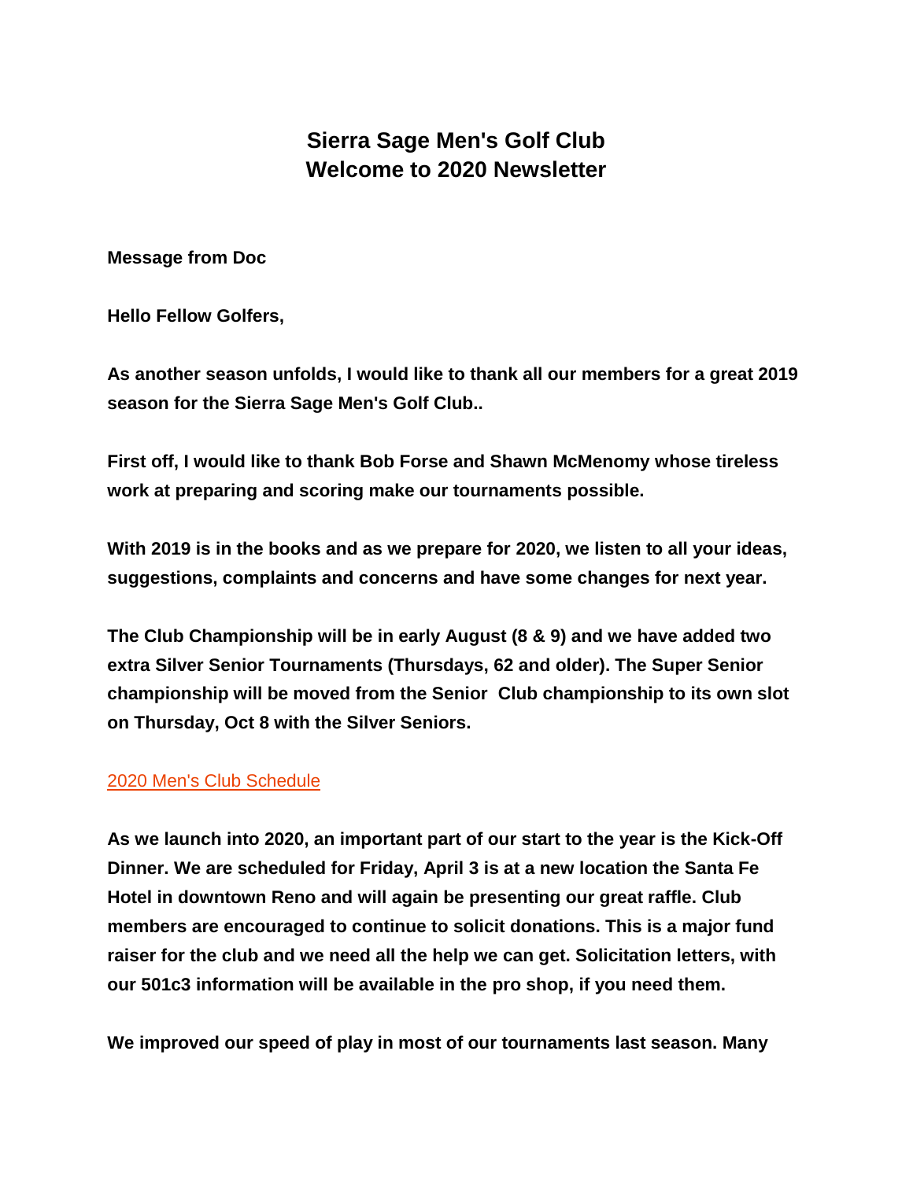# Sierra Sage Men's Golf Club
# Welcome to 2020 Newsletter

**Message from Doc**

**Hello Fellow Golfers,**

**As another season unfolds, I would like to thank all our members for a great 2019 season for the Sierra Sage Men's Golf Club..**

**First off, I would like to thank Bob Forse and Shawn McMenomy whose tireless work at preparing and scoring make our tournaments possible.**

**With 2019 is in the books and as we prepare for 2020, we listen to all your ideas, suggestions, complaints and concerns and have some changes for next year.**

**The Club Championship will be in early August (8 & 9) and we have added two extra Silver Senior Tournaments (Thursdays, 62 and older). The Super Senior championship will be moved from the Senior Club championship to its own slot on Thursday, Oct 8 with the Silver Seniors.**

2020 Men's Club Schedule

**As we launch into 2020, an important part of our start to the year is the Kick-Off Dinner. We are scheduled for Friday, April 3 is at a new location the Santa Fe Hotel in downtown Reno and will again be presenting our great raffle. Club members are encouraged to continue to solicit donations. This is a major fund raiser for the club and we need all the help we can get. Solicitation letters, with our 501c3 information will be available in the pro shop, if you need them.**

**We improved our speed of play in most of our tournaments last season. Many**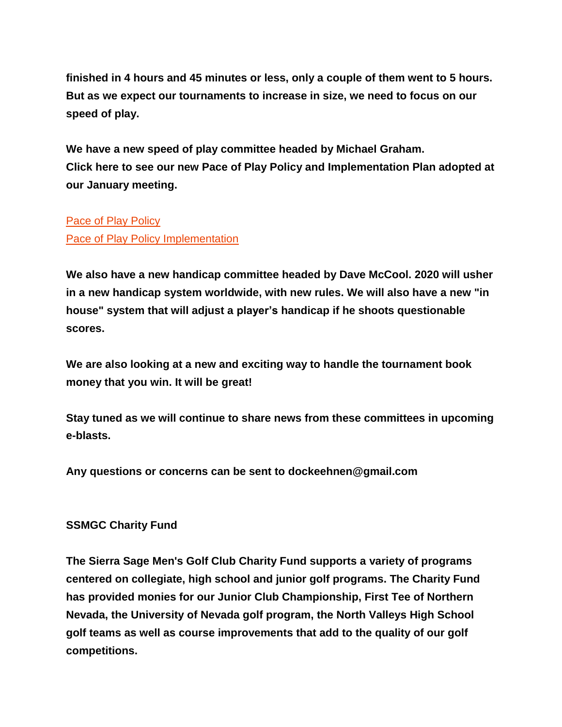**finished in 4 hours and 45 minutes or less, only a couple of them went to 5 hours. But as we expect our tournaments to increase in size, we need to focus on our speed of play.**

**We have a new speed of play committee headed by Michael Graham.**
**Click here to see our new Pace of Play Policy and Implementation Plan adopted at our January meeting.**

Pace of Play Policy
Pace of Play Policy Implementation

**We also have a new handicap committee headed by Dave McCool. 2020 will usher in a new handicap system worldwide, with new rules. We will also have a new "in house" system that will adjust a player's handicap if he shoots questionable scores.**

**We are also looking at a new and exciting way to handle the tournament book money that you win. It will be great!**

**Stay tuned as we will continue to share news from these committees in upcoming e-blasts.**

**Any questions or concerns can be sent to dockeehnen@gmail.com**

**SSMGC Charity Fund**

**The Sierra Sage Men's Golf Club Charity Fund supports a variety of programs centered on collegiate, high school and junior golf programs. The Charity Fund has provided monies for our Junior Club Championship, First Tee of Northern Nevada, the University of Nevada golf program, the North Valleys High School golf teams as well as course improvements that add to the quality of our golf competitions.**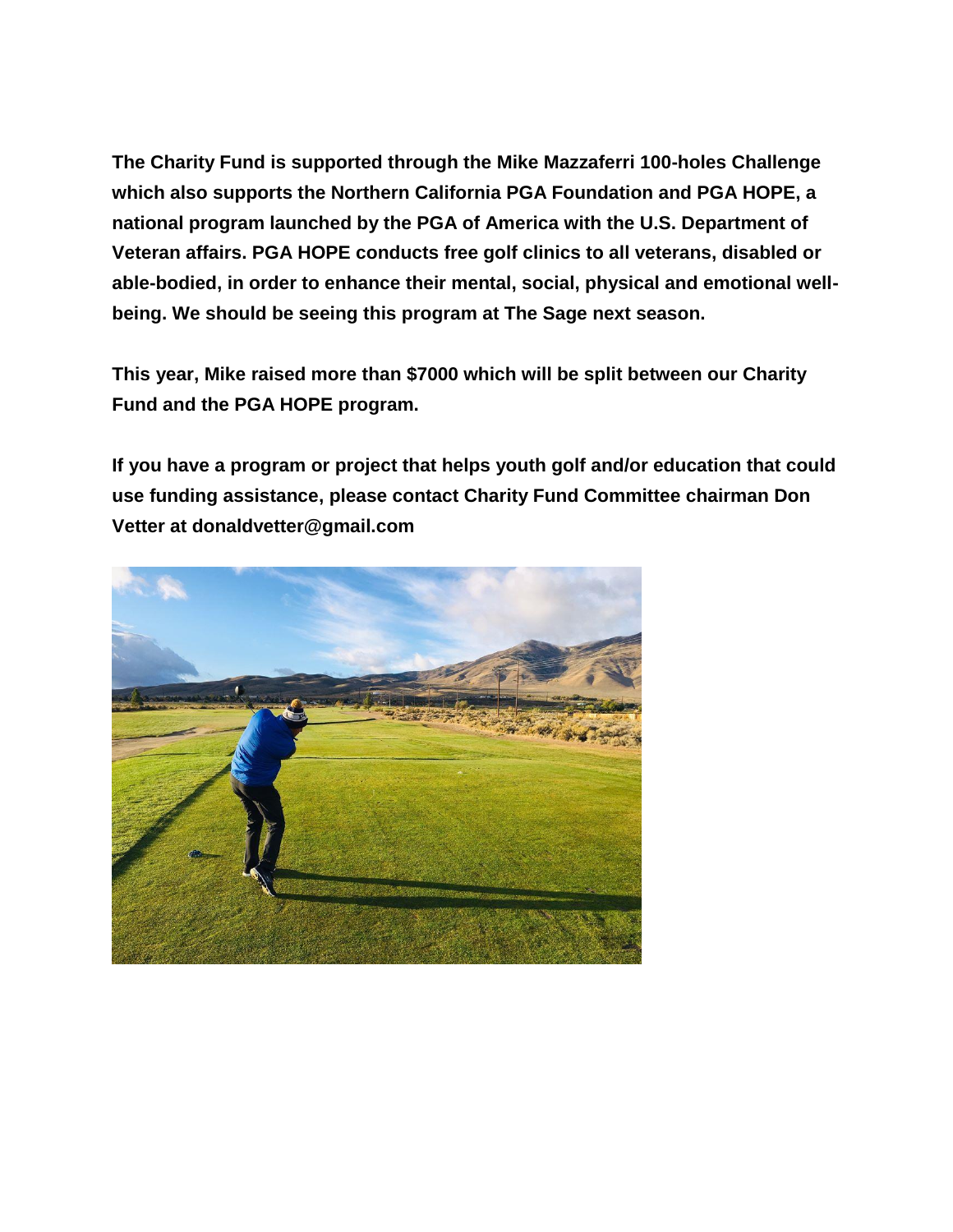**The Charity Fund is supported through the Mike Mazzaferri 100-holes Challenge which also supports the Northern California PGA Foundation and PGA HOPE, a national program launched by the PGA of America with the U.S. Department of Veteran affairs. PGA HOPE conducts free golf clinics to all veterans, disabled or able-bodied, in order to enhance their mental, social, physical and emotional well-being. We should be seeing this program at The Sage next season.**

**This year, Mike raised more than $7000 which will be split between our Charity Fund and the PGA HOPE program.**

**If you have a program or project that helps youth golf and/or education that could use funding assistance, please contact Charity Fund Committee chairman Don Vetter at donaldvetter@gmail.com**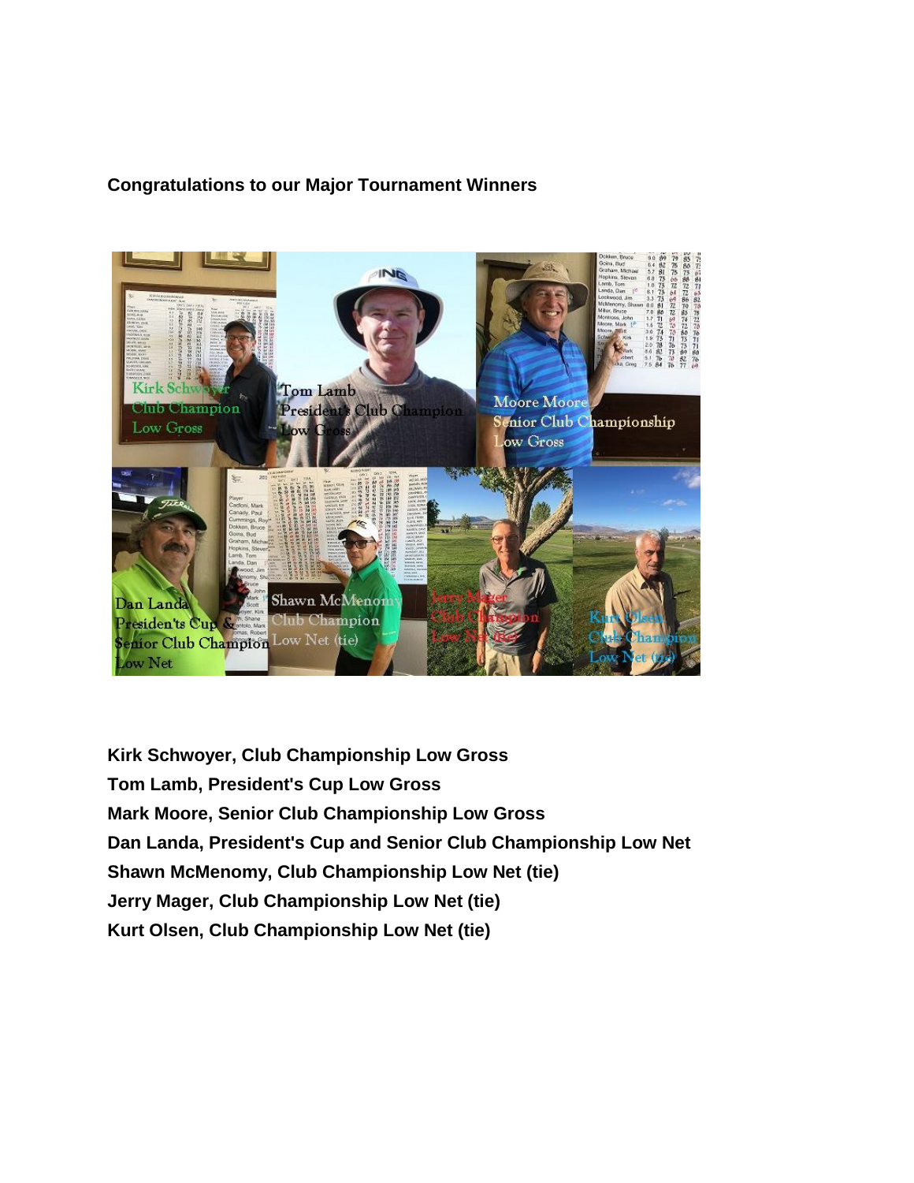**Congratulations to our Major Tournament Winners**

**Kirk Schwoyer, Club Championship Low Gross**
**Tom Lamb, President's Cup Low Gross**
**Mark Moore, Senior Club Championship Low Gross**
**Dan Landa, President's Cup and Senior Club Championship Low Net**
**Shawn McMenomy, Club Championship Low Net (tie)**
**Jerry Mager, Club Championship Low Net (tie)**
**Kurt Olsen, Club Championship Low Net (tie)**